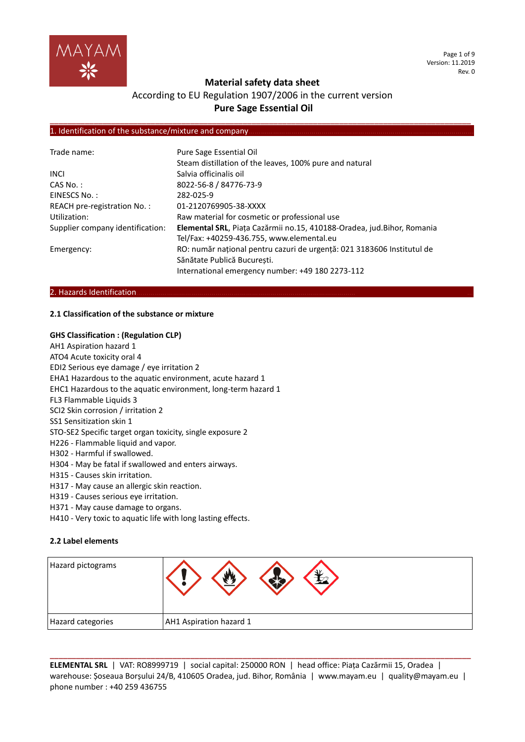# Material safety data sheet

According to EU Regulation 1907/2006 in the current version

**Pure Sage Essential Oil**

## 1. Identification of the substance/mixture and company

| | |
|---|---|
| Trade name: | Pure Sage Essential Oil<br>Steam distillation of the leaves, 100% pure and natural |
| INCI | Salvia officinalis oil |
| CAS No. : | 8022-56-8 / 84776-73-9 |
| EINESCS No. : | 282-025-9 |
| REACH pre-registration No. : | 01-2120769905-38-XXXX |
| Utilization: | Raw material for cosmetic or professional use |
| Supplier company identification: | **Elemental SRL**, Piața Cazărmii no.15, 410188-Oradea, jud.Bihor, Romania<br>Tel/Fax: +40259-436.755, www.elemental.eu |
| Emergency: | RO: număr național pentru cazuri de urgență: 021 3183606 Institutul de Sănătate Publică București.<br>International emergency number: +49 180 2273-112 |

## 2. Hazards Identification

### 2.1 Classification of the substance or mixture

**GHS Classification : (Regulation CLP)**

AH1 Aspiration hazard 1
ATO4 Acute toxicity oral 4
EDI2 Serious eye damage / eye irritation 2
EHA1 Hazardous to the aquatic environment, acute hazard 1
EHC1 Hazardous to the aquatic environment, long-term hazard 1
FL3 Flammable Liquids 3
SCI2 Skin corrosion / irritation 2
SS1 Sensitization skin 1
STO-SE2 Specific target organ toxicity, single exposure 2
H226 - Flammable liquid and vapor.
H302 - Harmful if swallowed.
H304 - May be fatal if swallowed and enters airways.
H315 - Causes skin irritation.
H317 - May cause an allergic skin reaction.
H319 - Causes serious eye irritation.
H371 - May cause damage to organs.
H410 - Very toxic to aquatic life with long lasting effects.

### 2.2 Label elements

| | |
|---|---|
| Hazard pictograms | |
| Hazard categories | AH1 Aspiration hazard 1 |

**ELEMENTAL SRL** | VAT: RO8999719 | social capital: 250000 RON | head office: Piața Cazărmii 15, Oradea | warehouse: Șoseaua Borșului 24/B, 410605 Oradea, jud. Bihor, România | www.mayam.eu | quality@mayam.eu | phone number : +40 259 436755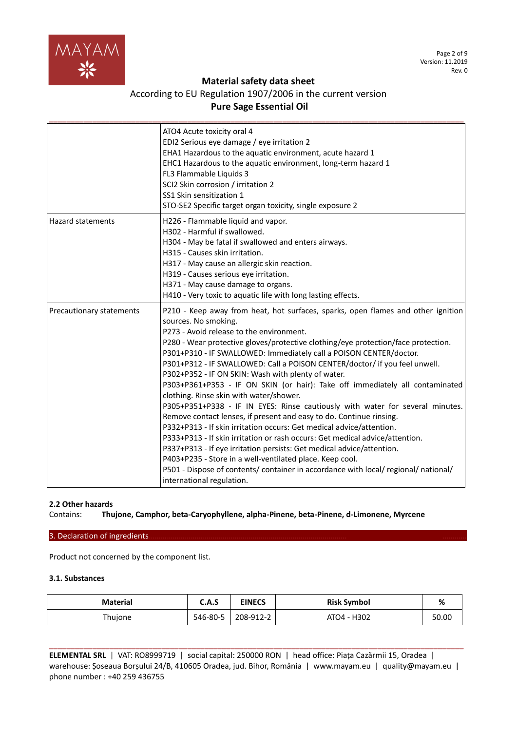|  |  |
|---|---|
|  | ATO4 Acute toxicity oral 4<br>EDI2 Serious eye damage / eye irritation 2<br>EHA1 Hazardous to the aquatic environment, acute hazard 1<br>EHC1 Hazardous to the aquatic environment, long-term hazard 1<br>FL3 Flammable Liquids 3<br>SCI2 Skin corrosion / irritation 2<br>SS1 Skin sensitization 1<br>STO-SE2 Specific target organ toxicity, single exposure 2 |
| Hazard statements | H226 - Flammable liquid and vapor.<br>H302 - Harmful if swallowed.<br>H304 - May be fatal if swallowed and enters airways.<br>H315 - Causes skin irritation.<br>H317 - May cause an allergic skin reaction.<br>H319 - Causes serious eye irritation.<br>H371 - May cause damage to organs.<br>H410 - Very toxic to aquatic life with long lasting effects. |
| Precautionary statements | P210 - Keep away from heat, hot surfaces, sparks, open flames and other ignition sources. No smoking.<br>P273 - Avoid release to the environment.<br>P280 - Wear protective gloves/protective clothing/eye protection/face protection.<br>P301+P310 - IF SWALLOWED: Immediately call a POISON CENTER/doctor.<br>P301+P312 - IF SWALLOWED: Call a POISON CENTER/doctor/ if you feel unwell.<br>P302+P352 - IF ON SKIN: Wash with plenty of water.<br>P303+P361+P353 - IF ON SKIN (or hair): Take off immediately all contaminated clothing. Rinse skin with water/shower.<br>P305+P351+P338 - IF IN EYES: Rinse cautiously with water for several minutes. Remove contact lenses, if present and easy to do. Continue rinsing.<br>P332+P313 - If skin irritation occurs: Get medical advice/attention.<br>P333+P313 - If skin irritation or rash occurs: Get medical advice/attention.<br>P337+P313 - If eye irritation persists: Get medical advice/attention.<br>P403+P235 - Store in a well-ventilated place. Keep cool.<br>P501 - Dispose of contents/ container in accordance with local/ regional/ national/ international regulation. |

### 2.2 Other hazards

Contains: **Thujone, Camphor, beta-Caryophyllene, alpha-Pinene, beta-Pinene, d-Limonene, Myrcene**

## 3. Declaration of ingredients

Product not concerned by the component list.

### 3.1. Substances

| Material | C.A.S | EINECS | Risk Symbol | % |
|---|---|---|---|---|
| Thujone | 546-80-5 | 208-912-2 | ATO4 - H302 | 50.00 |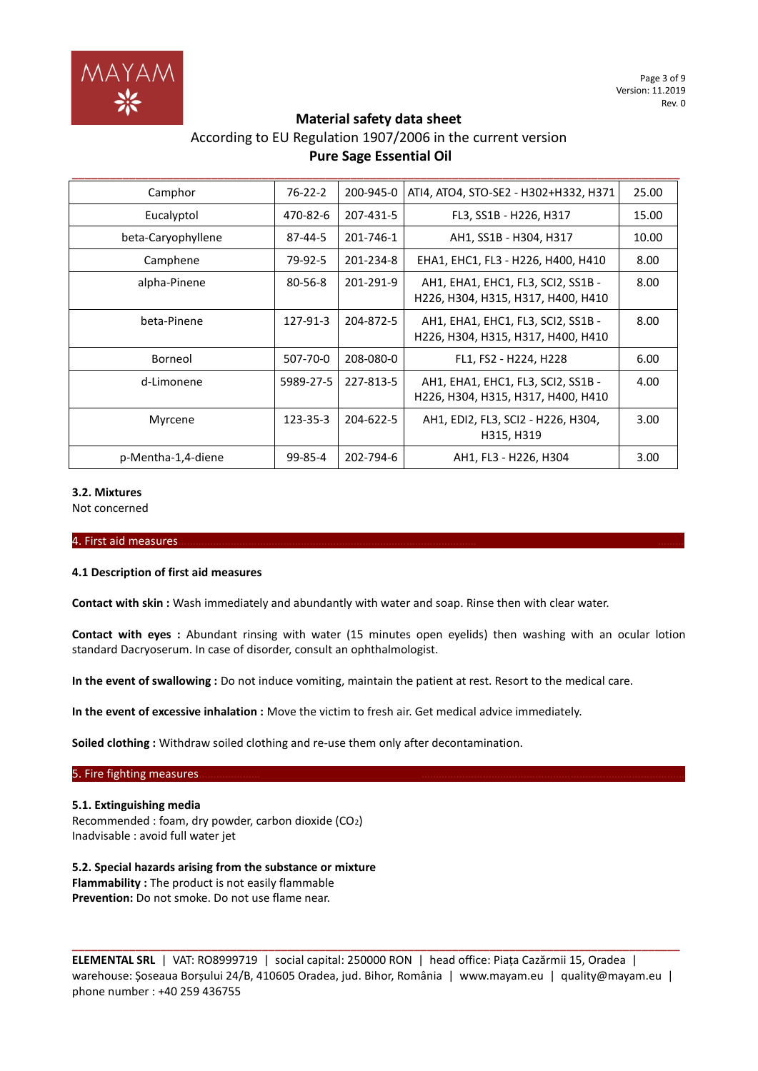| Camphor | 76-22-2 | 200-945-0 | ATI4, ATO4, STO-SE2 - H302+H332, H371 | 25.00 |
|---|---|---|---|---|
| Eucalyptol | 470-82-6 | 207-431-5 | FL3, SS1B - H226, H317 | 15.00 |
| beta-Caryophyllene | 87-44-5 | 201-746-1 | AH1, SS1B - H304, H317 | 10.00 |
| Camphene | 79-92-5 | 201-234-8 | EHA1, EHC1, FL3 - H226, H400, H410 | 8.00 |
| alpha-Pinene | 80-56-8 | 201-291-9 | AH1, EHA1, EHC1, FL3, SCI2, SS1B - H226, H304, H315, H317, H400, H410 | 8.00 |
| beta-Pinene | 127-91-3 | 204-872-5 | AH1, EHA1, EHC1, FL3, SCI2, SS1B - H226, H304, H315, H317, H400, H410 | 8.00 |
| Borneol | 507-70-0 | 208-080-0 | FL1, FS2 - H224, H228 | 6.00 |
| d-Limonene | 5989-27-5 | 227-813-5 | AH1, EHA1, EHC1, FL3, SCI2, SS1B - H226, H304, H315, H317, H400, H410 | 4.00 |
| Myrcene | 123-35-3 | 204-622-5 | AH1, EDI2, FL3, SCI2 - H226, H304, H315, H319 | 3.00 |
| p-Mentha-1,4-diene | 99-85-4 | 202-794-6 | AH1, FL3 - H226, H304 | 3.00 |

**3.2. Mixtures**
Not concerned

## 4. First aid measures

**4.1 Description of first aid measures**

**Contact with skin :** Wash immediately and abundantly with water and soap. Rinse then with clear water.

**Contact with eyes :** Abundant rinsing with water (15 minutes open eyelids) then washing with an ocular lotion standard Dacryoserum. In case of disorder, consult an ophthalmologist.

**In the event of swallowing :** Do not induce vomiting, maintain the patient at rest. Resort to the medical care.

**In the event of excessive inhalation :** Move the victim to fresh air. Get medical advice immediately.

**Soiled clothing :** Withdraw soiled clothing and re-use them only after decontamination.

## 5. Fire fighting measures

**5.1. Extinguishing media**
Recommended : foam, dry powder, carbon dioxide ($CO_2$)
Inadvisable : avoid full water jet

**5.2. Special hazards arising from the substance or mixture**
**Flammability :** The product is not easily flammable
**Prevention:** Do not smoke. Do not use flame near.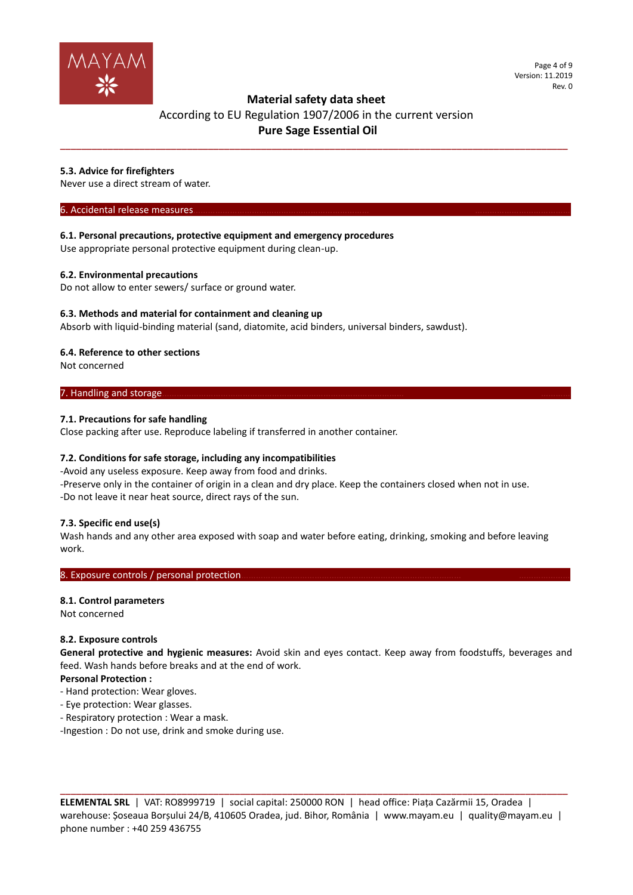### 5.3. Advice for firefighters

Never use a direct stream of water.

## 6. Accidental release measures

### 6.1. Personal precautions, protective equipment and emergency procedures

Use appropriate personal protective equipment during clean-up.

### 6.2. Environmental precautions

Do not allow to enter sewers/ surface or ground water.

### 6.3. Methods and material for containment and cleaning up

Absorb with liquid-binding material (sand, diatomite, acid binders, universal binders, sawdust).

### 6.4. Reference to other sections

Not concerned

## 7. Handling and storage

### 7.1. Precautions for safe handling

Close packing after use. Reproduce labeling if transferred in another container.

### 7.2. Conditions for safe storage, including any incompatibilities

-Avoid any useless exposure. Keep away from food and drinks.
-Preserve only in the container of origin in a clean and dry place. Keep the containers closed when not in use.
-Do not leave it near heat source, direct rays of the sun.

### 7.3. Specific end use(s)

Wash hands and any other area exposed with soap and water before eating, drinking, smoking and before leaving work.

## 8. Exposure controls / personal protection

### 8.1. Control parameters

Not concerned

### 8.2. Exposure controls

**General protective and hygienic measures:** Avoid skin and eyes contact. Keep away from foodstuffs, beverages and feed. Wash hands before breaks and at the end of work.

**Personal Protection :**

- Hand protection: Wear gloves.
- Eye protection: Wear glasses.
- Respiratory protection : Wear a mask.

-Ingestion : Do not use, drink and smoke during use.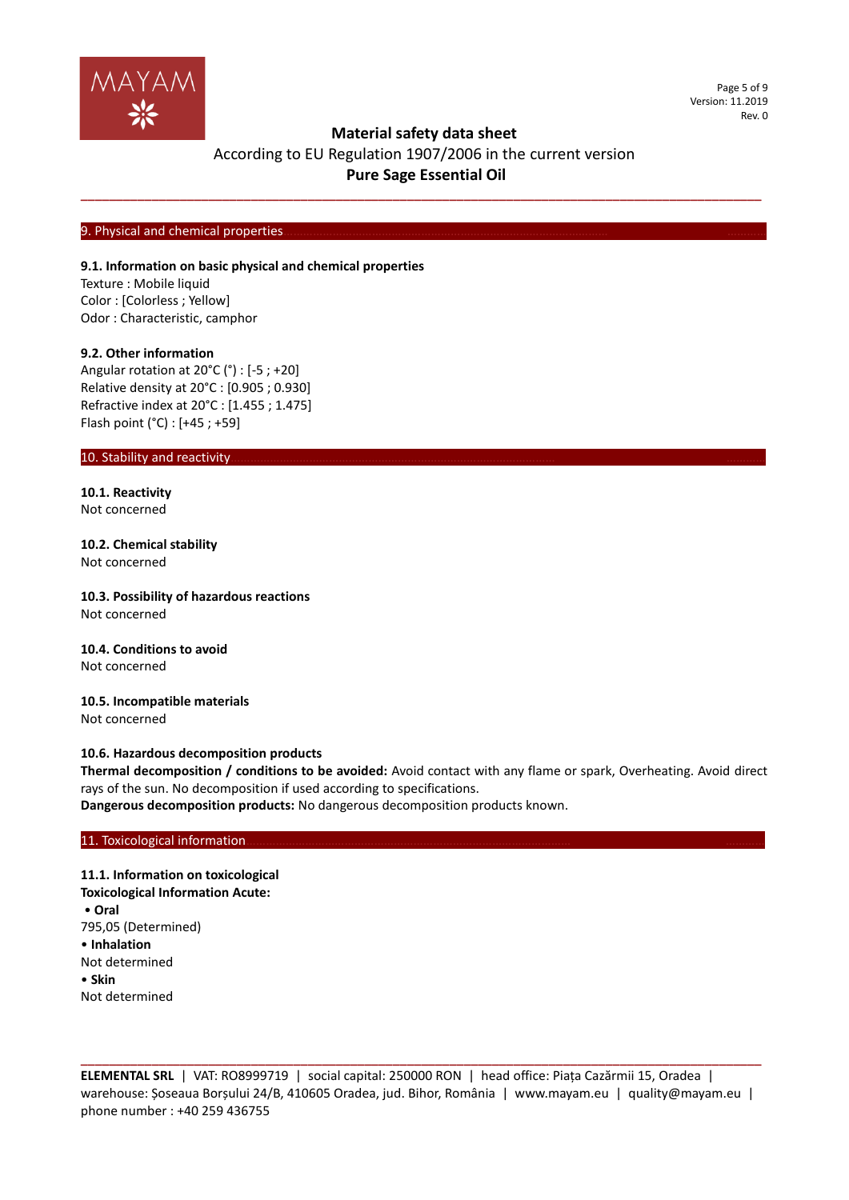## 9. Physical and chemical properties

**9.1. Information on basic physical and chemical properties**
Texture : Mobile liquid
Color : [Colorless ; Yellow]
Odor : Characteristic, camphor

**9.2. Other information**
Angular rotation at 20°C (°) : [-5 ; +20]
Relative density at 20°C : [0.905 ; 0.930]
Refractive index at 20°C : [1.455 ; 1.475]
Flash point (°C) : [+45 ; +59]

## 10. Stability and reactivity

**10.1. Reactivity**
Not concerned

**10.2. Chemical stability**
Not concerned

**10.3. Possibility of hazardous reactions**
Not concerned

**10.4. Conditions to avoid**
Not concerned

**10.5. Incompatible materials**
Not concerned

**10.6. Hazardous decomposition products**
**Thermal decomposition / conditions to be avoided:** Avoid contact with any flame or spark, Overheating. Avoid direct rays of the sun. No decomposition if used according to specifications.
**Dangerous decomposition products:** No dangerous decomposition products known.

## 11. Toxicological information

**11.1. Information on toxicological**
**Toxicological Information Acute:**

- **Oral**

795,05 (Determined)

- **Inhalation**

Not determined

- **Skin**

Not determined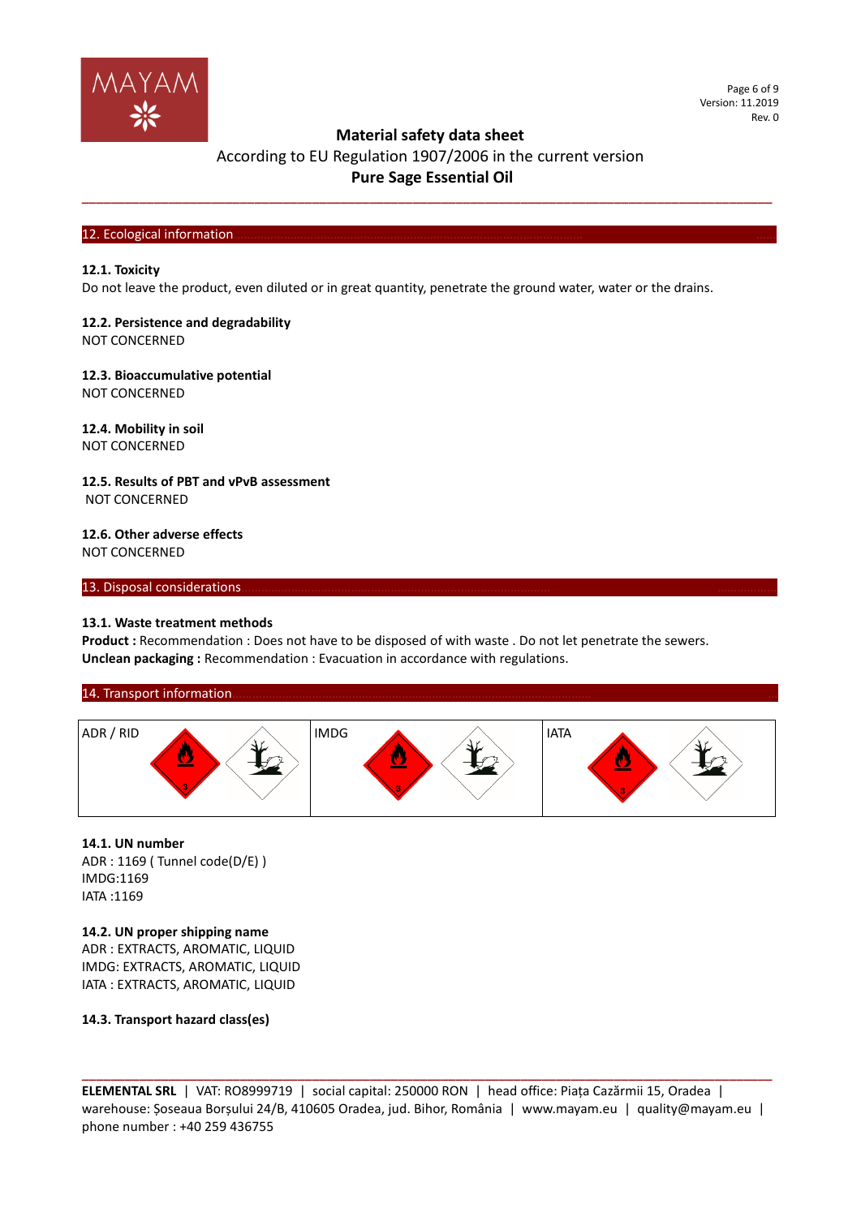## 12. Ecological information

### 12.1. Toxicity

Do not leave the product, even diluted or in great quantity, penetrate the ground water, water or the drains.

### 12.2. Persistence and degradability

NOT CONCERNED

### 12.3. Bioaccumulative potential

NOT CONCERNED

### 12.4. Mobility in soil

NOT CONCERNED

### 12.5. Results of PBT and vPvB assessment

NOT CONCERNED

### 12.6. Other adverse effects

NOT CONCERNED

## 13. Disposal considerations

### 13.1. Waste treatment methods

**Product :** Recommendation : Does not have to be disposed of with waste . Do not let penetrate the sewers.
**Unclean packaging :** Recommendation : Evacuation in accordance with regulations.

## 14. Transport information

| ADR / RID | IMDG | IATA |
|---|---|---|
| | | |

### 14.1. UN number

ADR : 1169 ( Tunnel code(D/E) )
IMDG:1169
IATA :1169

### 14.2. UN proper shipping name

ADR : EXTRACTS, AROMATIC, LIQUID
IMDG: EXTRACTS, AROMATIC, LIQUID
IATA : EXTRACTS, AROMATIC, LIQUID

### 14.3. Transport hazard class(es)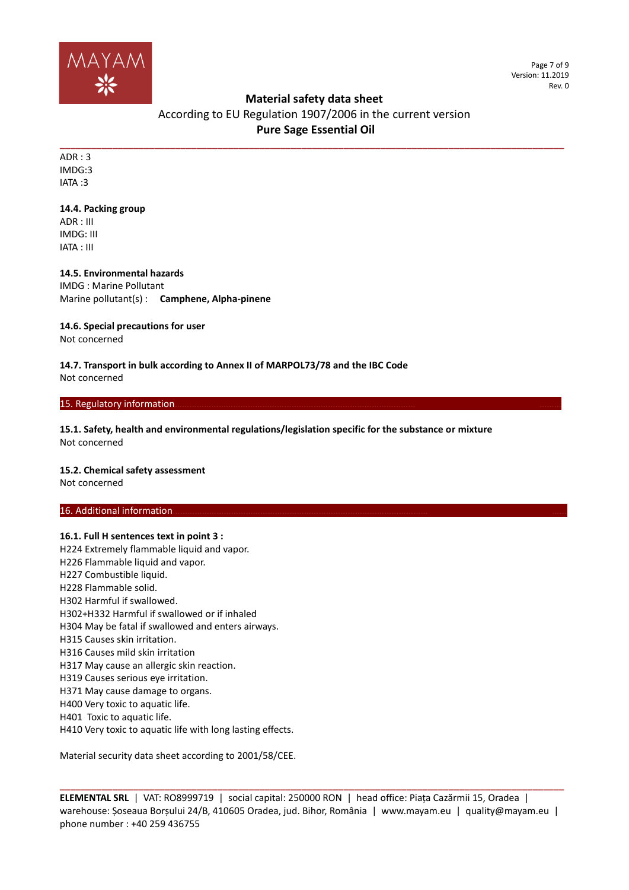ADR : 3
IMDG:3
IATA :3

**14.4. Packing group**
ADR : III
IMDG: III
IATA : III

**14.5. Environmental hazards**
IMDG : Marine Pollutant
Marine pollutant(s) : **Camphene, Alpha-pinene**

**14.6. Special precautions for user**
Not concerned

**14.7. Transport in bulk according to Annex II of MARPOL73/78 and the IBC Code**
Not concerned

## 15. Regulatory information

**15.1. Safety, health and environmental regulations/legislation specific for the substance or mixture**
Not concerned

**15.2. Chemical safety assessment**
Not concerned

## 16. Additional information

**16.1. Full H sentences text in point 3 :**
H224 Extremely flammable liquid and vapor.
H226 Flammable liquid and vapor.
H227 Combustible liquid.
H228 Flammable solid.
H302 Harmful if swallowed.
H302+H332 Harmful if swallowed or if inhaled
H304 May be fatal if swallowed and enters airways.
H315 Causes skin irritation.
H316 Causes mild skin irritation
H317 May cause an allergic skin reaction.
H319 Causes serious eye irritation.
H371 May cause damage to organs.
H400 Very toxic to aquatic life.
H401 Toxic to aquatic life.
H410 Very toxic to aquatic life with long lasting effects.

Material security data sheet according to 2001/58/CEE.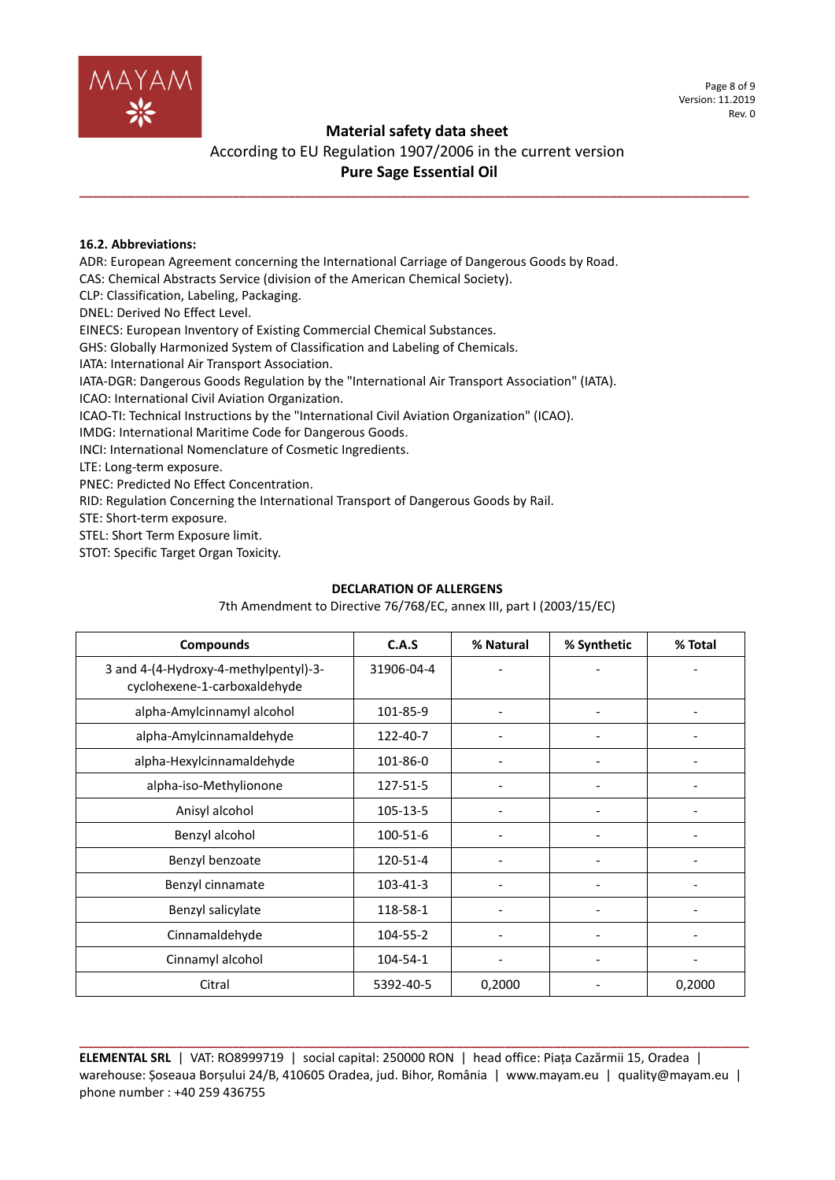### 16.2. Abbreviations:

ADR: European Agreement concerning the International Carriage of Dangerous Goods by Road.
CAS: Chemical Abstracts Service (division of the American Chemical Society).
CLP: Classification, Labeling, Packaging.
DNEL: Derived No Effect Level.
EINECS: European Inventory of Existing Commercial Chemical Substances.
GHS: Globally Harmonized System of Classification and Labeling of Chemicals.
IATA: International Air Transport Association.
IATA-DGR: Dangerous Goods Regulation by the "International Air Transport Association" (IATA).
ICAO: International Civil Aviation Organization.
ICAO-TI: Technical Instructions by the "International Civil Aviation Organization" (ICAO).
IMDG: International Maritime Code for Dangerous Goods.
INCI: International Nomenclature of Cosmetic Ingredients.
LTE: Long-term exposure.
PNEC: Predicted No Effect Concentration.
RID: Regulation Concerning the International Transport of Dangerous Goods by Rail.
STE: Short-term exposure.
STEL: Short Term Exposure limit.
STOT: Specific Target Organ Toxicity.

**DECLARATION OF ALLERGENS**

7th Amendment to Directive 76/768/EC, annex III, part I (2003/15/EC)

| Compounds | C.A.S | % Natural | % Synthetic | % Total |
|---|---|---|---|---|
| 3 and 4-(4-Hydroxy-4-methylpentyl)-3-cyclohexene-1-carboxaldehyde | 31906-04-4 | - | - | - |
| alpha-Amylcinnamyl alcohol | 101-85-9 | - | - | - |
| alpha-Amylcinnamaldehyde | 122-40-7 | - | - | - |
| alpha-Hexylcinnamaldehyde | 101-86-0 | - | - | - |
| alpha-iso-Methylionone | 127-51-5 | - | - | - |
| Anisyl alcohol | 105-13-5 | - | - | - |
| Benzyl alcohol | 100-51-6 | - | - | - |
| Benzyl benzoate | 120-51-4 | - | - | - |
| Benzyl cinnamate | 103-41-3 | - | - | - |
| Benzyl salicylate | 118-58-1 | - | - | - |
| Cinnamaldehyde | 104-55-2 | - | - | - |
| Cinnamyl alcohol | 104-54-1 | - | - | - |
| Citral | 5392-40-5 | 0,2000 | - | 0,2000 |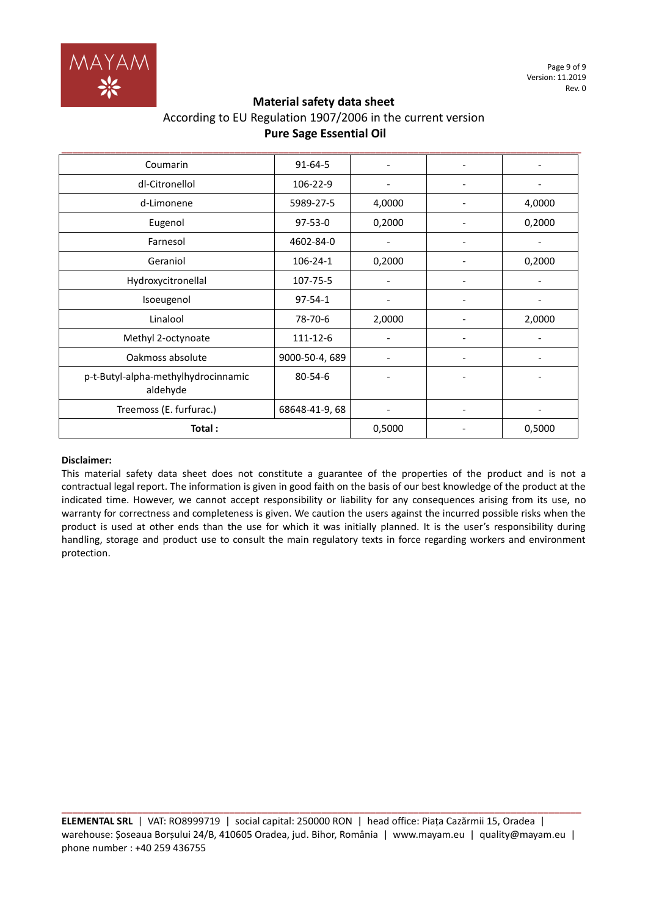| | | | | |
|---|---|---|---|---|
| Coumarin | 91-64-5 | - | - | - |
| dl-Citronellol | 106-22-9 | - | - | - |
| d-Limonene | 5989-27-5 | 4,0000 | - | 4,0000 |
| Eugenol | 97-53-0 | 0,2000 | - | 0,2000 |
| Farnesol | 4602-84-0 | - | - | - |
| Geraniol | 106-24-1 | 0,2000 | - | 0,2000 |
| Hydroxycitronellal | 107-75-5 | - | - | - |
| Isoeugenol | 97-54-1 | - | - | - |
| Linalool | 78-70-6 | 2,0000 | - | 2,0000 |
| Methyl 2-octynoate | 111-12-6 | - | - | - |
| Oakmoss absolute | 9000-50-4, 689 | - | - | - |
| p-t-Butyl-alpha-methylhydrocinnamic aldehyde | 80-54-6 | - | - | - |
| Treemoss (E. furfurac.) | 68648-41-9, 68 | - | - | - |
| **Total :** | | 0,5000 | - | 0,5000 |

**Disclaimer:**

This material safety data sheet does not constitute a guarantee of the properties of the product and is not a contractual legal report. The information is given in good faith on the basis of our best knowledge of the product at the indicated time. However, we cannot accept responsibility or liability for any consequences arising from its use, no warranty for correctness and completeness is given. We caution the users against the incurred possible risks when the product is used at other ends than the use for which it was initially planned. It is the user's responsibility during handling, storage and product use to consult the main regulatory texts in force regarding workers and environment protection.